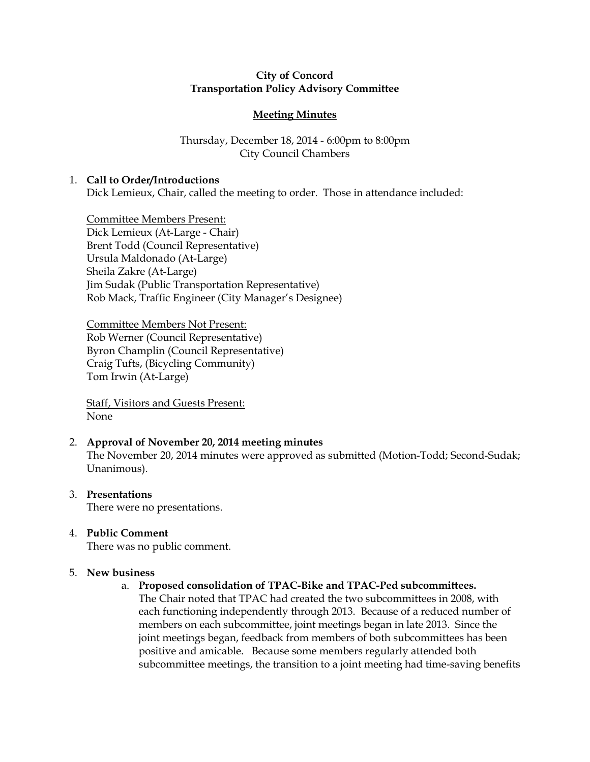**City of Concord**
**Transportation Policy Advisory Committee**

**Meeting Minutes**

Thursday, December 18, 2014 - 6:00pm to 8:00pm
City Council Chambers

1. **Call to Order/Introductions**
   Dick Lemieux, Chair, called the meeting to order. Those in attendance included:

   Committee Members Present:
   Dick Lemieux (At-Large - Chair)
   Brent Todd (Council Representative)
   Ursula Maldonado (At-Large)
   Sheila Zakre (At-Large)
   Jim Sudak (Public Transportation Representative)
   Rob Mack, Traffic Engineer (City Manager's Designee)

   Committee Members Not Present:
   Rob Werner (Council Representative)
   Byron Champlin (Council Representative)
   Craig Tufts, (Bicycling Community)
   Tom Irwin (At-Large)

   Staff, Visitors and Guests Present:
   None

2. **Approval of November 20, 2014 meeting minutes**
   The November 20, 2014 minutes were approved as submitted (Motion-Todd; Second-Sudak; Unanimous).

3. **Presentations**
   There were no presentations.

4. **Public Comment**
   There was no public comment.

5. **New business**
   a. **Proposed consolidation of TPAC-Bike and TPAC-Ped subcommittees.**
      The Chair noted that TPAC had created the two subcommittees in 2008, with each functioning independently through 2013. Because of a reduced number of members on each subcommittee, joint meetings began in late 2013. Since the joint meetings began, feedback from members of both subcommittees has been positive and amicable. Because some members regularly attended both subcommittee meetings, the transition to a joint meeting had time-saving benefits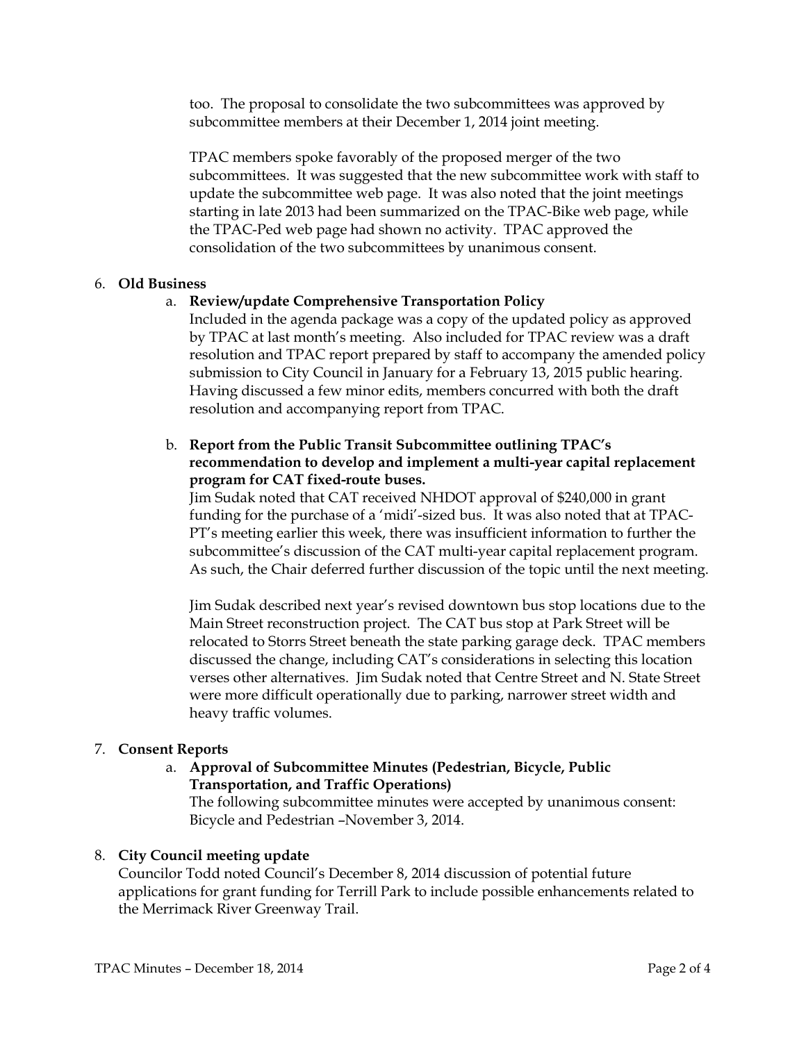too. The proposal to consolidate the two subcommittees was approved by subcommittee members at their December 1, 2014 joint meeting.

TPAC members spoke favorably of the proposed merger of the two subcommittees. It was suggested that the new subcommittee work with staff to update the subcommittee web page. It was also noted that the joint meetings starting in late 2013 had been summarized on the TPAC-Bike web page, while the TPAC-Ped web page had shown no activity. TPAC approved the consolidation of the two subcommittees by unanimous consent.

6. **Old Business**

   a. **Review/update Comprehensive Transportation Policy**
   Included in the agenda package was a copy of the updated policy as approved by TPAC at last month's meeting. Also included for TPAC review was a draft resolution and TPAC report prepared by staff to accompany the amended policy submission to City Council in January for a February 13, 2015 public hearing. Having discussed a few minor edits, members concurred with both the draft resolution and accompanying report from TPAC.

   b. **Report from the Public Transit Subcommittee outlining TPAC's recommendation to develop and implement a multi-year capital replacement program for CAT fixed-route buses.**
   Jim Sudak noted that CAT received NHDOT approval of $240,000 in grant funding for the purchase of a 'midi'-sized bus. It was also noted that at TPAC-PT's meeting earlier this week, there was insufficient information to further the subcommittee's discussion of the CAT multi-year capital replacement program. As such, the Chair deferred further discussion of the topic until the next meeting.

   Jim Sudak described next year's revised downtown bus stop locations due to the Main Street reconstruction project. The CAT bus stop at Park Street will be relocated to Storrs Street beneath the state parking garage deck. TPAC members discussed the change, including CAT's considerations in selecting this location verses other alternatives. Jim Sudak noted that Centre Street and N. State Street were more difficult operationally due to parking, narrower street width and heavy traffic volumes.

7. **Consent Reports**

   a. **Approval of Subcommittee Minutes (Pedestrian, Bicycle, Public Transportation, and Traffic Operations)**
   The following subcommittee minutes were accepted by unanimous consent: Bicycle and Pedestrian –November 3, 2014.

8. **City Council meeting update**
Councilor Todd noted Council's December 8, 2014 discussion of potential future applications for grant funding for Terrill Park to include possible enhancements related to the Merrimack River Greenway Trail.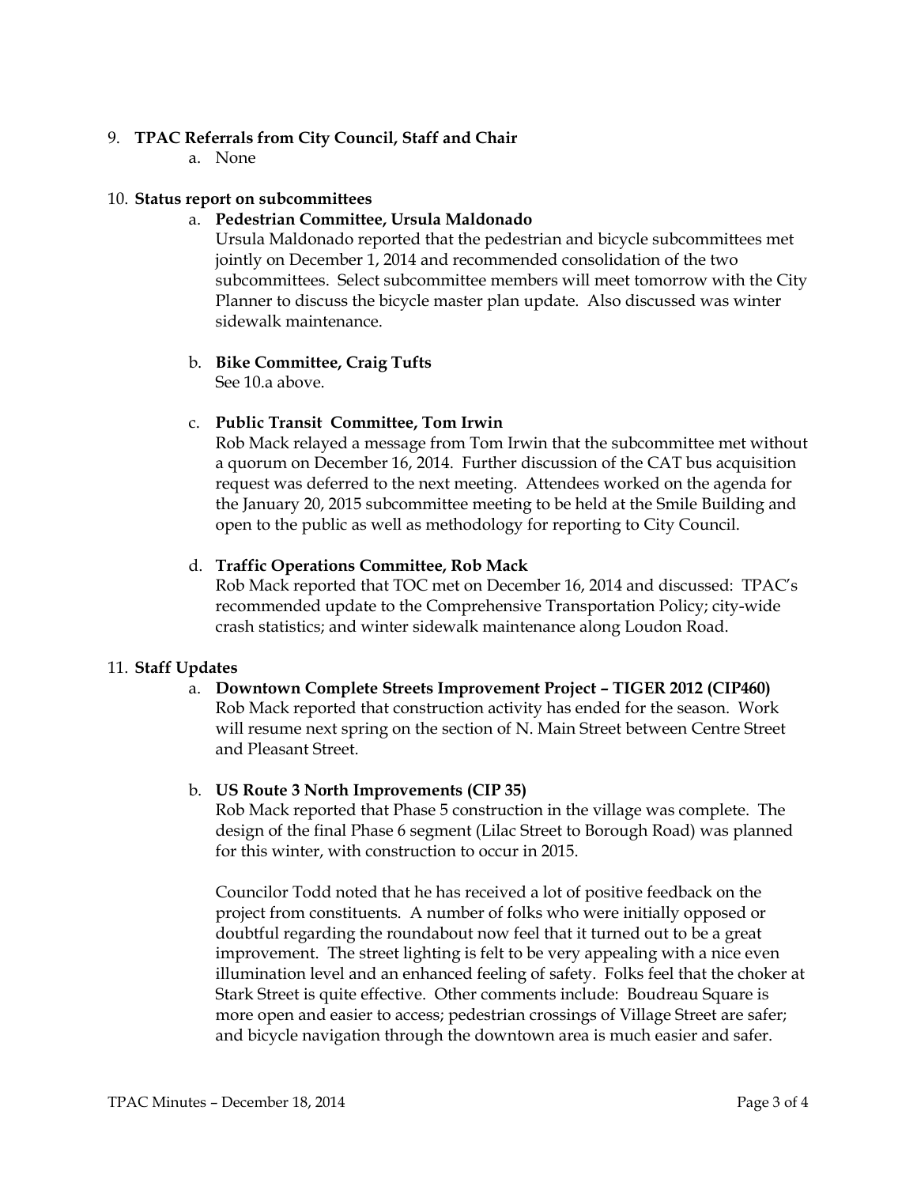9. **TPAC Referrals from City Council, Staff and Chair**
    a. None

10. **Status report on subcommittees**
    a. **Pedestrian Committee, Ursula Maldonado**
    Ursula Maldonado reported that the pedestrian and bicycle subcommittees met jointly on December 1, 2014 and recommended consolidation of the two subcommittees. Select subcommittee members will meet tomorrow with the City Planner to discuss the bicycle master plan update. Also discussed was winter sidewalk maintenance.

    b. **Bike Committee, Craig Tufts**
    See 10.a above.

    c. **Public Transit Committee, Tom Irwin**
    Rob Mack relayed a message from Tom Irwin that the subcommittee met without a quorum on December 16, 2014. Further discussion of the CAT bus acquisition request was deferred to the next meeting. Attendees worked on the agenda for the January 20, 2015 subcommittee meeting to be held at the Smile Building and open to the public as well as methodology for reporting to City Council.

    d. **Traffic Operations Committee, Rob Mack**
    Rob Mack reported that TOC met on December 16, 2014 and discussed: TPAC's recommended update to the Comprehensive Transportation Policy; city-wide crash statistics; and winter sidewalk maintenance along Loudon Road.

11. **Staff Updates**
    a. **Downtown Complete Streets Improvement Project – TIGER 2012 (CIP460)**
    Rob Mack reported that construction activity has ended for the season. Work will resume next spring on the section of N. Main Street between Centre Street and Pleasant Street.

    b. **US Route 3 North Improvements (CIP 35)**
    Rob Mack reported that Phase 5 construction in the village was complete. The design of the final Phase 6 segment (Lilac Street to Borough Road) was planned for this winter, with construction to occur in 2015.

    Councilor Todd noted that he has received a lot of positive feedback on the project from constituents. A number of folks who were initially opposed or doubtful regarding the roundabout now feel that it turned out to be a great improvement. The street lighting is felt to be very appealing with a nice even illumination level and an enhanced feeling of safety. Folks feel that the choker at Stark Street is quite effective. Other comments include: Boudreau Square is more open and easier to access; pedestrian crossings of Village Street are safer; and bicycle navigation through the downtown area is much easier and safer.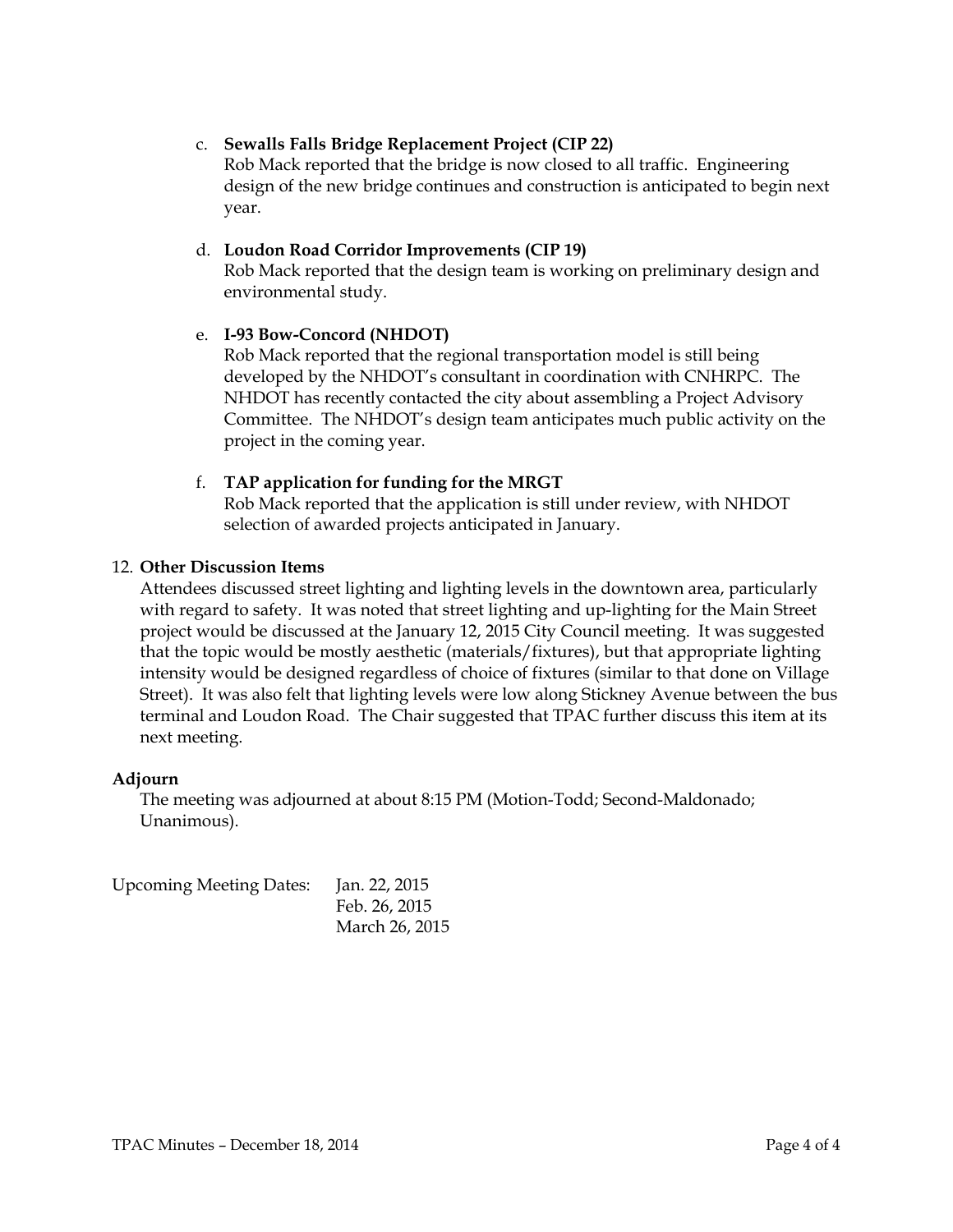c. **Sewalls Falls Bridge Replacement Project (CIP 22)**
   Rob Mack reported that the bridge is now closed to all traffic. Engineering design of the new bridge continues and construction is anticipated to begin next year.

d. **Loudon Road Corridor Improvements (CIP 19)**
   Rob Mack reported that the design team is working on preliminary design and environmental study.

e. **I-93 Bow-Concord (NHDOT)**
   Rob Mack reported that the regional transportation model is still being developed by the NHDOT's consultant in coordination with CNHRPC. The NHDOT has recently contacted the city about assembling a Project Advisory Committee. The NHDOT's design team anticipates much public activity on the project in the coming year.

f. **TAP application for funding for the MRGT**
   Rob Mack reported that the application is still under review, with NHDOT selection of awarded projects anticipated in January.

12. **Other Discussion Items**
    Attendees discussed street lighting and lighting levels in the downtown area, particularly with regard to safety. It was noted that street lighting and up-lighting for the Main Street project would be discussed at the January 12, 2015 City Council meeting. It was suggested that the topic would be mostly aesthetic (materials/fixtures), but that appropriate lighting intensity would be designed regardless of choice of fixtures (similar to that done on Village Street). It was also felt that lighting levels were low along Stickney Avenue between the bus terminal and Loudon Road. The Chair suggested that TPAC further discuss this item at its next meeting.

**Adjourn**

The meeting was adjourned at about 8:15 PM (Motion-Todd; Second-Maldonado; Unanimous).

Upcoming Meeting Dates: Jan. 22, 2015
Feb. 26, 2015
March 26, 2015